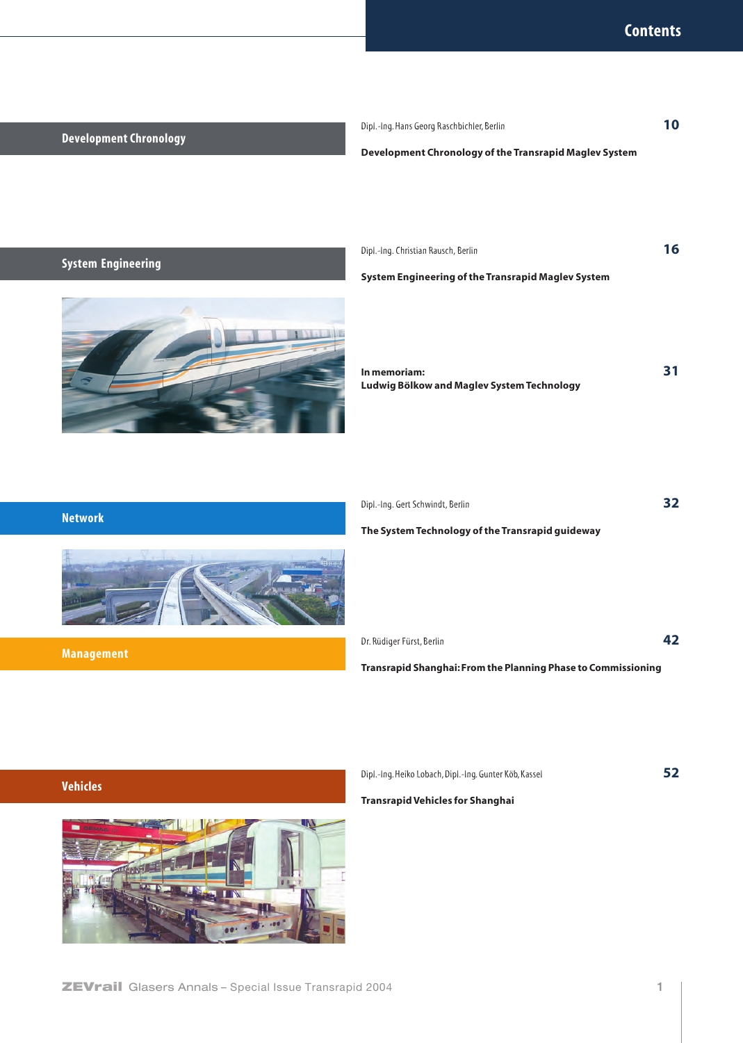# Contents

## Development Chronology

Dipl.-Ing. Hans Georg Raschbichler, Berlin — 10

**Development Chronology of the Transrapid Maglev System**

## System Engineering

Dipl.-Ing. Christian Rausch, Berlin — 16

**System Engineering of the Transrapid Maglev System**

**In memoriam:**
**Ludwig Bölkow and Maglev System Technology** — 31

## Network

Dipl.-Ing. Gert Schwindt, Berlin — 32

**The System Technology of the Transrapid guideway**

## Management

Dr. Rüdiger Fürst, Berlin — 42

**Transrapid Shanghai: From the Planning Phase to Commissioning**

## Vehicles

Dipl.-Ing. Heiko Lobach, Dipl.-Ing. Gunter Köb, Kassel — 52

**Transrapid Vehicles for Shanghai**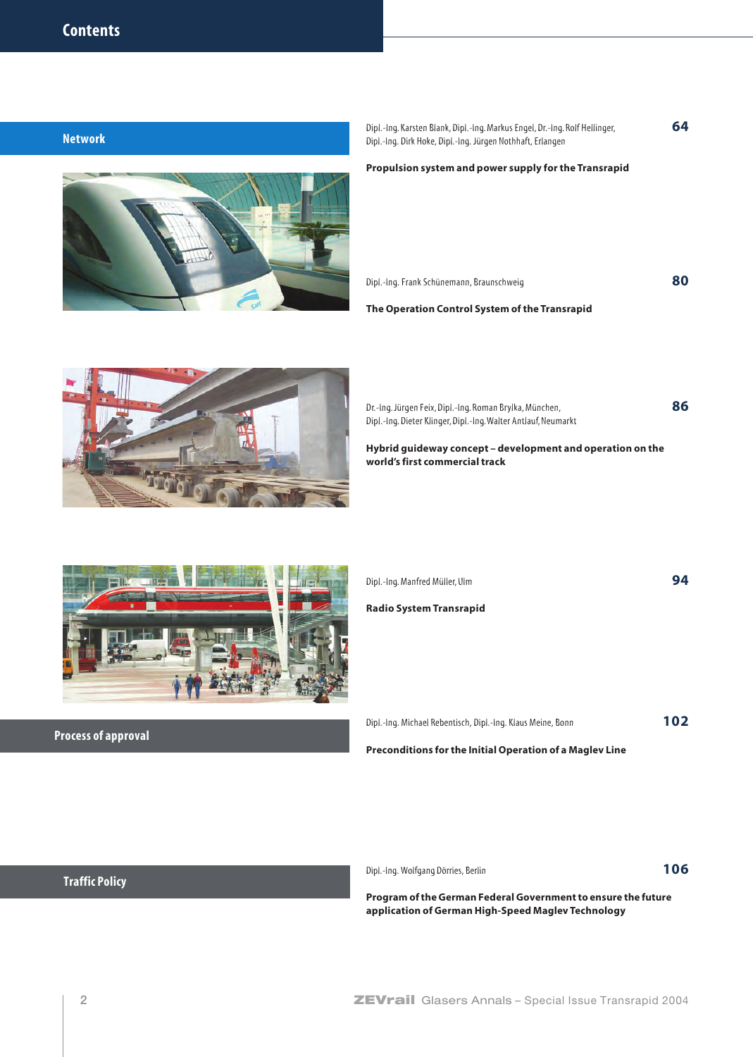# Contents

## Network

Dipl.-Ing. Karsten Blank, Dipl.-Ing. Markus Engel, Dr.-Ing. Rolf Hellinger, Dipl.-Ing. Dirk Hoke, Dipl.-Ing. Jürgen Nothhaft, Erlangen **64**

**Propulsion system and power supply for the Transrapid**

Dipl.-Ing. Frank Schünemann, Braunschweig **80**

**The Operation Control System of the Transrapid**

Dr.-Ing. Jürgen Feix, Dipl.-Ing. Roman Brylka, München, Dipl.-Ing. Dieter Klinger, Dipl.-Ing. Walter Antlauf, Neumarkt **86**

**Hybrid guideway concept – development and operation on the world's first commercial track**

Dipl.-Ing. Manfred Müller, Ulm **94**

**Radio System Transrapid**

## Process of approval

Dipl.-Ing. Michael Rebentisch, Dipl.-Ing. Klaus Meine, Bonn **102**

**Preconditions for the Initial Operation of a Maglev Line**

## Traffic Policy

Dipl.-Ing. Wolfgang Dörries, Berlin **106**

**Program of the German Federal Government to ensure the future application of German High-Speed Maglev Technology**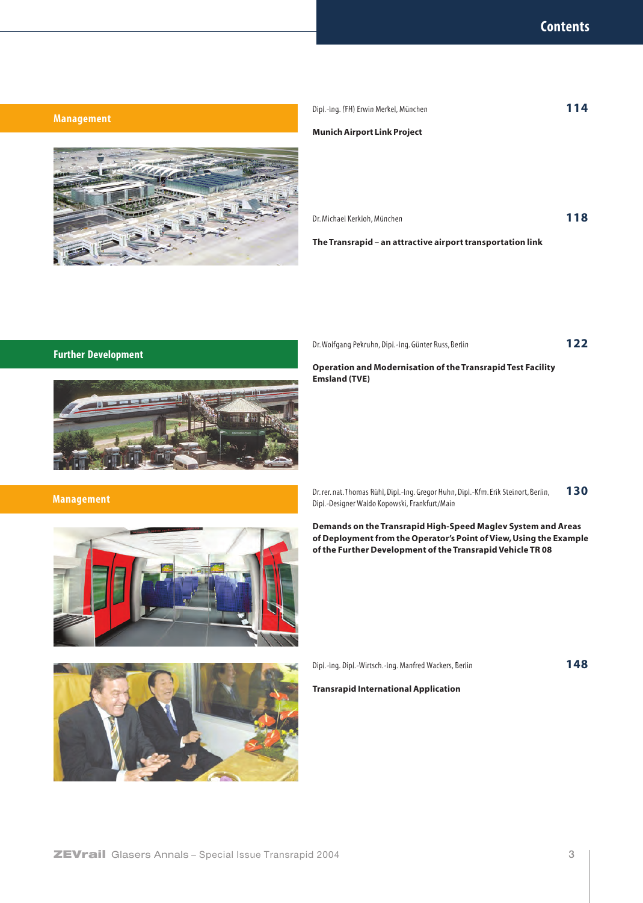# Contents

## Management

Dipl.-Ing. (FH) Erwin Merkel, München

**114**

**Munich Airport Link Project**

Dr. Michael Kerkloh, München

**118**

**The Transrapid – an attractive airport transportation link**

## Further Development

Dr. Wolfgang Pekruhn, Dipl.-Ing. Günter Russ, Berlin

**122**

**Operation and Modernisation of the Transrapid Test Facility Emsland (TVE)**

## Management

Dr. rer. nat. Thomas Rühl, Dipl.-Ing. Gregor Huhn, Dipl.-Kfm. Erik Steinort, Berlin, Dipl.-Designer Waldo Kopowski, Frankfurt/Main

**130**

**Demands on the Transrapid High-Speed Maglev System and Areas of Deployment from the Operator's Point of View, Using the Example of the Further Development of the Transrapid Vehicle TR 08**

Dipl.-Ing. Dipl.-Wirtsch.-Ing. Manfred Wackers, Berlin

**148**

**Transrapid International Application**